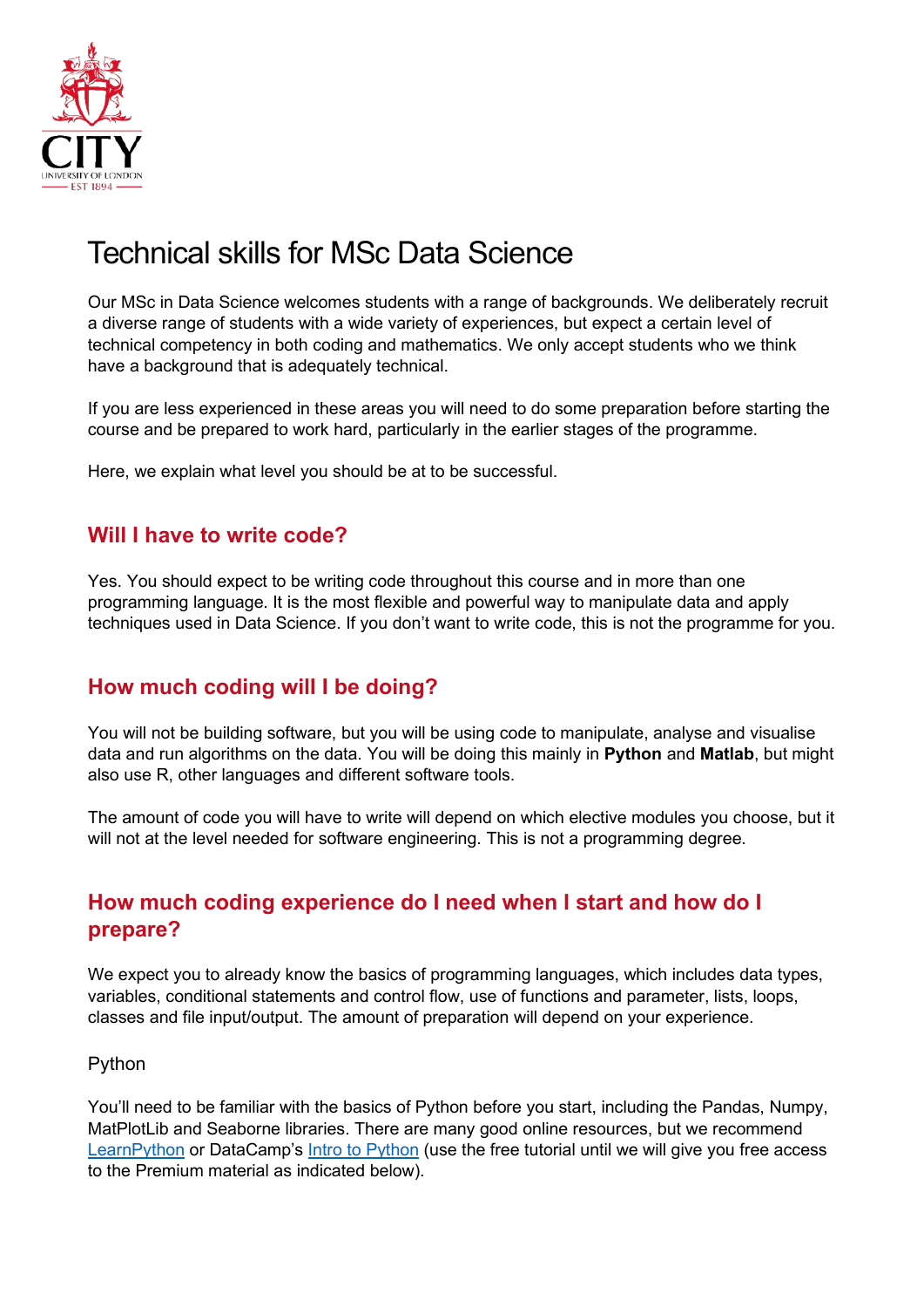# Technical skills for MSc Data Science

Our MSc in Data Science welcomes students with a range of backgrounds. We deliberately recruit a diverse range of students with a wide variety of experiences, but expect a certain level of technical competency in both coding and mathematics. We only accept students who we think have a background that is adequately technical.

If you are less experienced in these areas you will need to do some preparation before starting the course and be prepared to work hard, particularly in the earlier stages of the programme.

Here, we explain what level you should be at to be successful.

## Will I have to write code?

Yes. You should expect to be writing code throughout this course and in more than one programming language. It is the most flexible and powerful way to manipulate data and apply techniques used in Data Science. If you don't want to write code, this is not the programme for you.

## How much coding will I be doing?

You will not be building software, but you will be using code to manipulate, analyse and visualise data and run algorithms on the data. You will be doing this mainly in **Python** and **Matlab**, but might also use R, other languages and different software tools.

The amount of code you will have to write will depend on which elective modules you choose, but it will not at the level needed for software engineering. This is not a programming degree.

## How much coding experience do I need when I start and how do I prepare?

We expect you to already know the basics of programming languages, which includes data types, variables, conditional statements and control flow, use of functions and parameter, lists, loops, classes and file input/output. The amount of preparation will depend on your experience.

### Python

You'll need to be familiar with the basics of Python before you start, including the Pandas, Numpy, MatPlotLib and Seaborne libraries. There are many good online resources, but we recommend LearnPython or DataCamp's Intro to Python (use the free tutorial until we will give you free access to the Premium material as indicated below).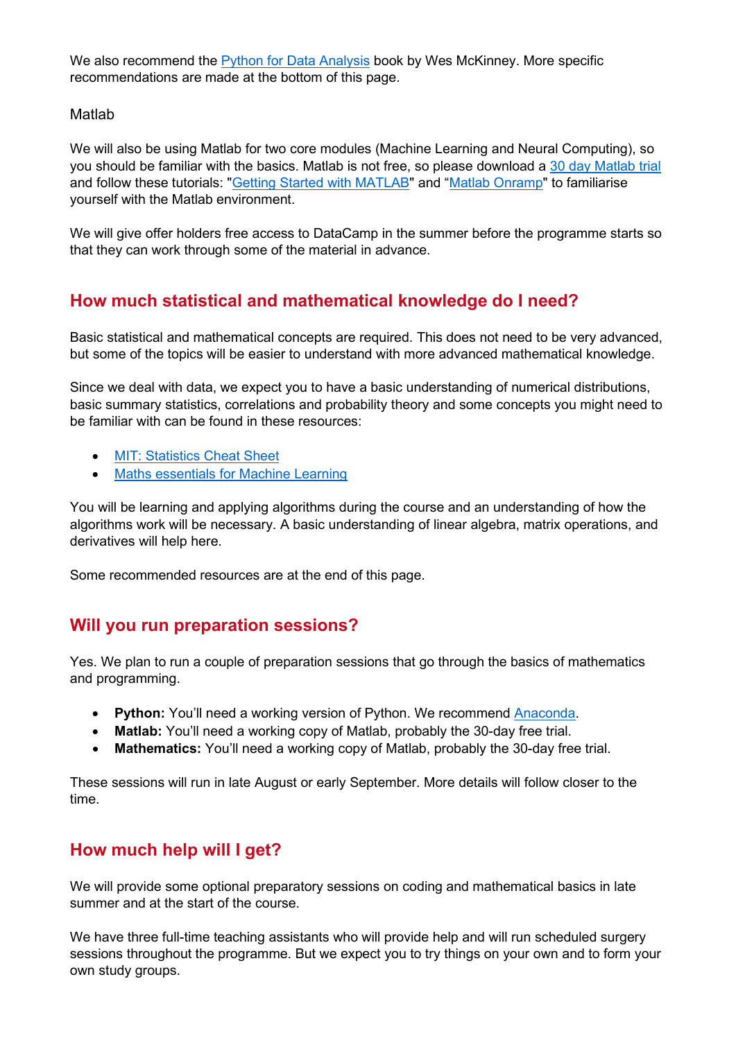We also recommend the Python for Data Analysis book by Wes McKinney. More specific recommendations are made at the bottom of this page.

Matlab

We will also be using Matlab for two core modules (Machine Learning and Neural Computing), so you should be familiar with the basics. Matlab is not free, so please download a 30 day Matlab trial and follow these tutorials: "Getting Started with MATLAB" and "Matlab Onramp" to familiarise yourself with the Matlab environment.

We will give offer holders free access to DataCamp in the summer before the programme starts so that they can work through some of the material in advance.

## How much statistical and mathematical knowledge do I need?

Basic statistical and mathematical concepts are required. This does not need to be very advanced, but some of the topics will be easier to understand with more advanced mathematical knowledge.

Since we deal with data, we expect you to have a basic understanding of numerical distributions, basic summary statistics, correlations and probability theory and some concepts you might need to be familiar with can be found in these resources:

- MIT: Statistics Cheat Sheet
- Maths essentials for Machine Learning

You will be learning and applying algorithms during the course and an understanding of how the algorithms work will be necessary. A basic understanding of linear algebra, matrix operations, and derivatives will help here.

Some recommended resources are at the end of this page.

## Will you run preparation sessions?

Yes. We plan to run a couple of preparation sessions that go through the basics of mathematics and programming.

- **Python:** You'll need a working version of Python. We recommend Anaconda.
- **Matlab:** You'll need a working copy of Matlab, probably the 30-day free trial.
- **Mathematics:** You'll need a working copy of Matlab, probably the 30-day free trial.

These sessions will run in late August or early September. More details will follow closer to the time.

## How much help will I get?

We will provide some optional preparatory sessions on coding and mathematical basics in late summer and at the start of the course.

We have three full-time teaching assistants who will provide help and will run scheduled surgery sessions throughout the programme. But we expect you to try things on your own and to form your own study groups.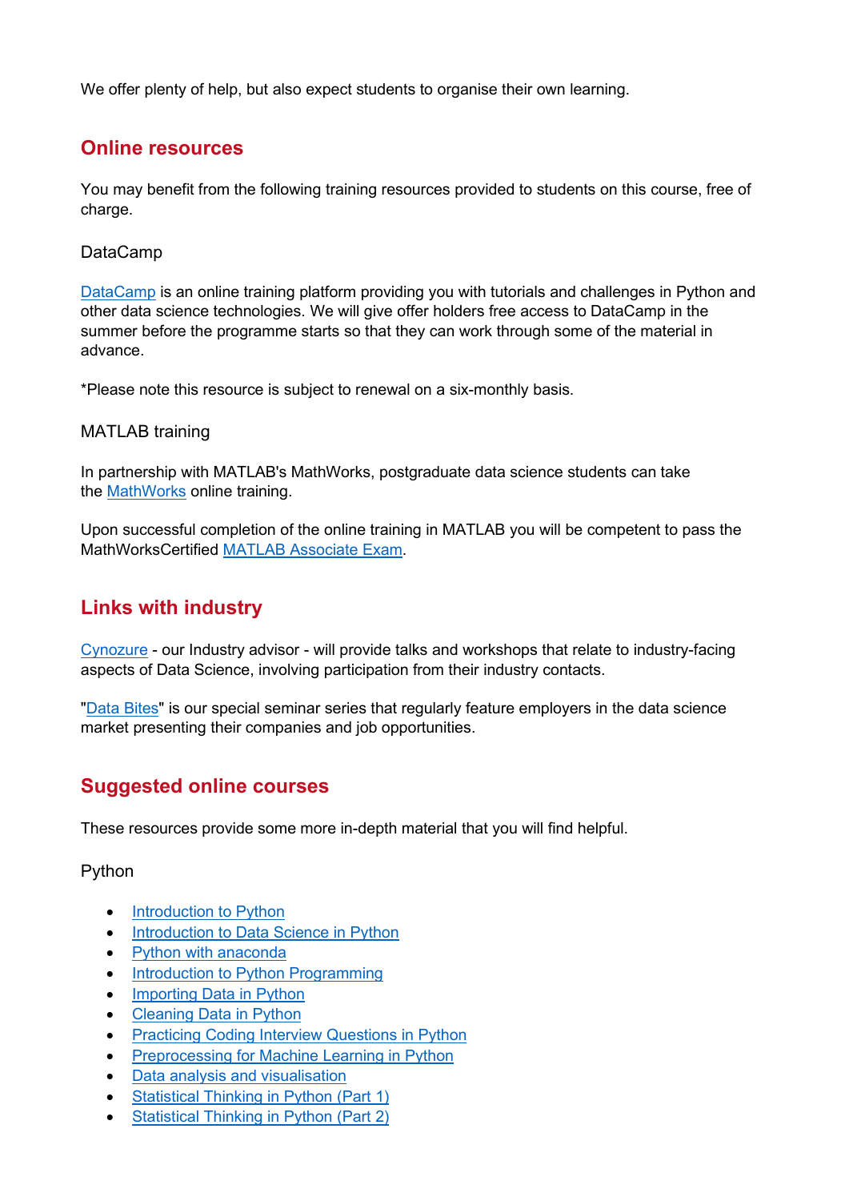We offer plenty of help, but also expect students to organise their own learning.

## Online resources

You may benefit from the following training resources provided to students on this course, free of charge.

### DataCamp

DataCamp is an online training platform providing you with tutorials and challenges in Python and other data science technologies. We will give offer holders free access to DataCamp in the summer before the programme starts so that they can work through some of the material in advance.

*Please note this resource is subject to renewal on a six-monthly basis.

### MATLAB training

In partnership with MATLAB's MathWorks, postgraduate data science students can take the MathWorks online training.

Upon successful completion of the online training in MATLAB you will be competent to pass the MathWorksCertified MATLAB Associate Exam.

## Links with industry

Cynozure - our Industry advisor - will provide talks and workshops that relate to industry-facing aspects of Data Science, involving participation from their industry contacts.

"Data Bites" is our special seminar series that regularly feature employers in the data science market presenting their companies and job opportunities.

## Suggested online courses

These resources provide some more in-depth material that you will find helpful.

### Python

- Introduction to Python
- Introduction to Data Science in Python
- Python with anaconda
- Introduction to Python Programming
- Importing Data in Python
- Cleaning Data in Python
- Practicing Coding Interview Questions in Python
- Preprocessing for Machine Learning in Python
- Data analysis and visualisation
- Statistical Thinking in Python (Part 1)
- Statistical Thinking in Python (Part 2)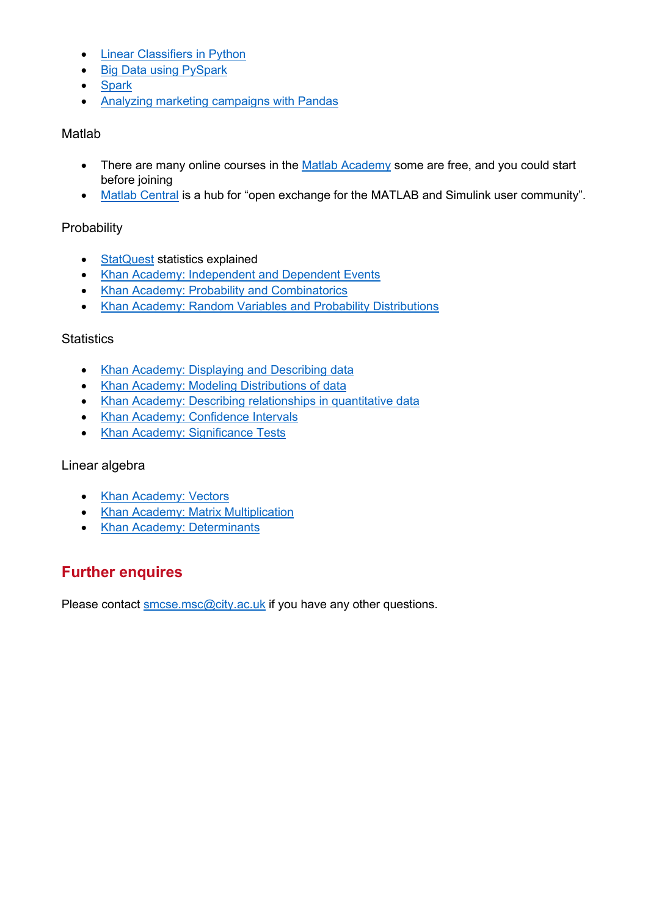- Linear Classifiers in Python
- Big Data using PySpark
- Spark
- Analyzing marketing campaigns with Pandas

Matlab

- There are many online courses in the Matlab Academy some are free, and you could start before joining
- Matlab Central is a hub for “open exchange for the MATLAB and Simulink user community”.

Probability

- StatQuest statistics explained
- Khan Academy: Independent and Dependent Events
- Khan Academy: Probability and Combinatorics
- Khan Academy: Random Variables and Probability Distributions

Statistics

- Khan Academy: Displaying and Describing data
- Khan Academy: Modeling Distributions of data
- Khan Academy: Describing relationships in quantitative data
- Khan Academy: Confidence Intervals
- Khan Academy: Significance Tests

Linear algebra

- Khan Academy: Vectors
- Khan Academy: Matrix Multiplication
- Khan Academy: Determinants

## Further enquires

Please contact smcse.msc@city.ac.uk if you have any other questions.